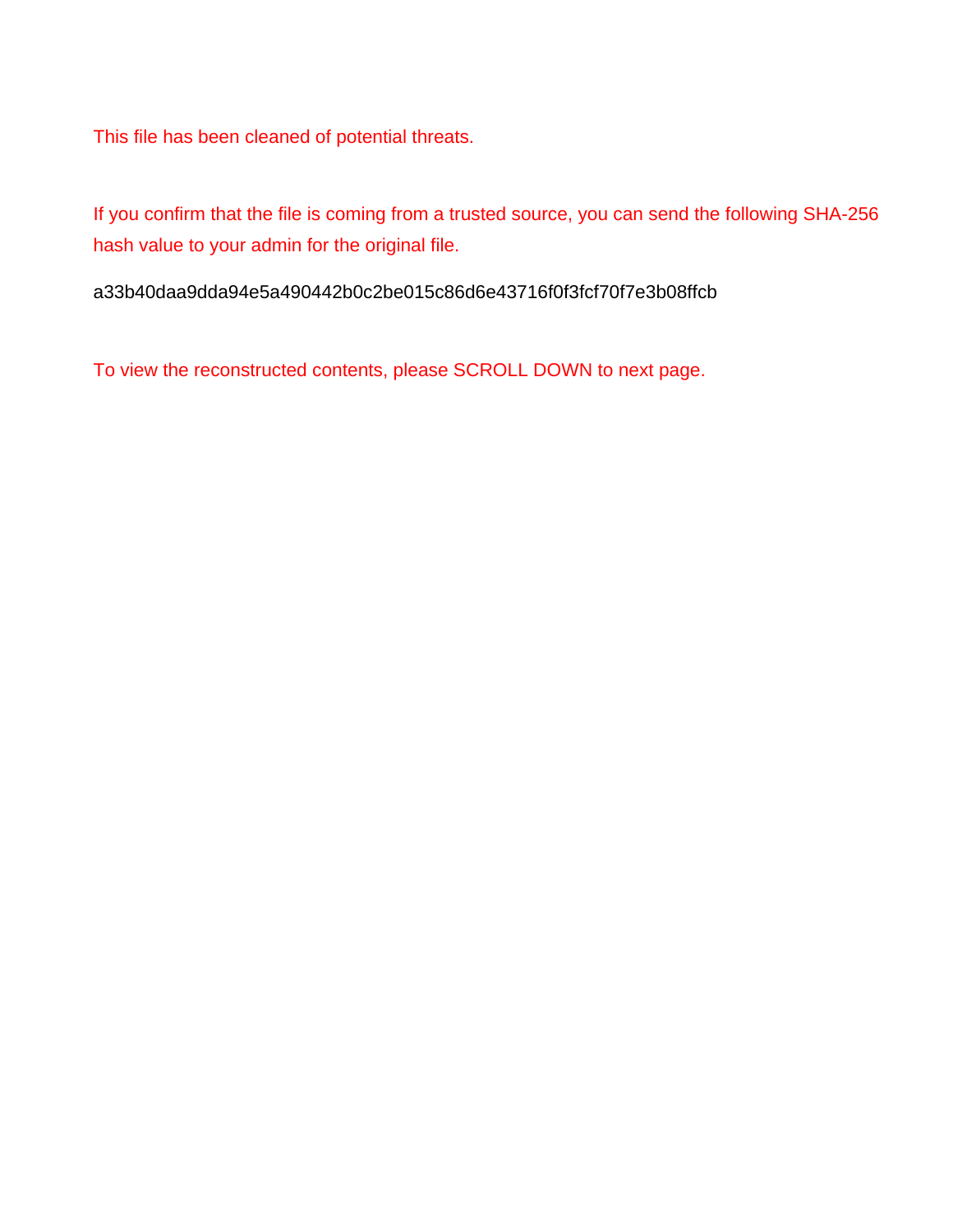This file has been cleaned of potential threats.

If you confirm that the file is coming from a trusted source, you can send the following SHA-256 hash value to your admin for the original file.

a33b40daa9dda94e5a490442b0c2be015c86d6e43716f0f3fcf70f7e3b08ffcb

To view the reconstructed contents, please SCROLL DOWN to next page.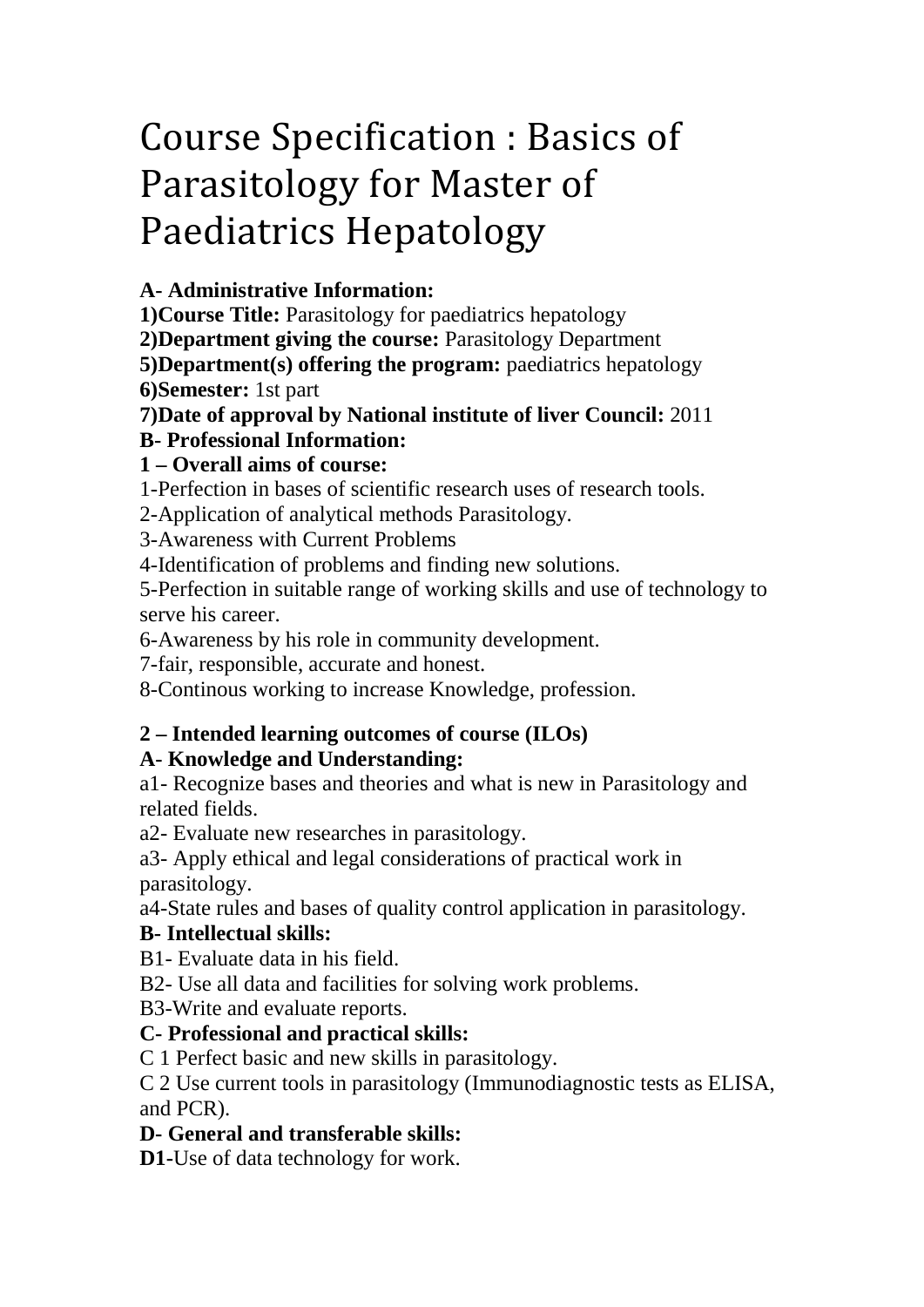# Course Specification : Basics of Parasitology for Master of Paediatrics Hepatology

**A- Administrative Information:**

**1)Course Title:** Parasitology for paediatrics hepatology

**2)Department giving the course:** Parasitology Department

**5)Department(s) offering the program:** paediatrics hepatology

**6)Semester:** 1st part

**7)Date of approval by National institute of liver Council:** 2011

**B- Professional Information:**

**1 – Overall aims of course:**

1-Perfection in bases of scientific research uses of research tools.

2-Application of analytical methods Parasitology.

3-Awareness with Current Problems

4-Identification of problems and finding new solutions.

5-Perfection in suitable range of working skills and use of technology to serve his career.

6-Awareness by his role in community development.

7-fair, responsible, accurate and honest.

8-Continous working to increase Knowledge, profession.

**2 – Intended learning outcomes of course (ILOs)**

**A- Knowledge and Understanding:**

a1- Recognize bases and theories and what is new in Parasitology and related fields.

a2- Evaluate new researches in parasitology.

a3- Apply ethical and legal considerations of practical work in parasitology.

a4-State rules and bases of quality control application in parasitology.

**B- Intellectual skills:**

B1- Evaluate data in his field.

B2- Use all data and facilities for solving work problems.

B3-Write and evaluate reports.

**C- Professional and practical skills:**

C 1 Perfect basic and new skills in parasitology.

C 2 Use current tools in parasitology (Immunodiagnostic tests as ELISA, and PCR).

**D- General and transferable skills:**

**D1**-Use of data technology for work.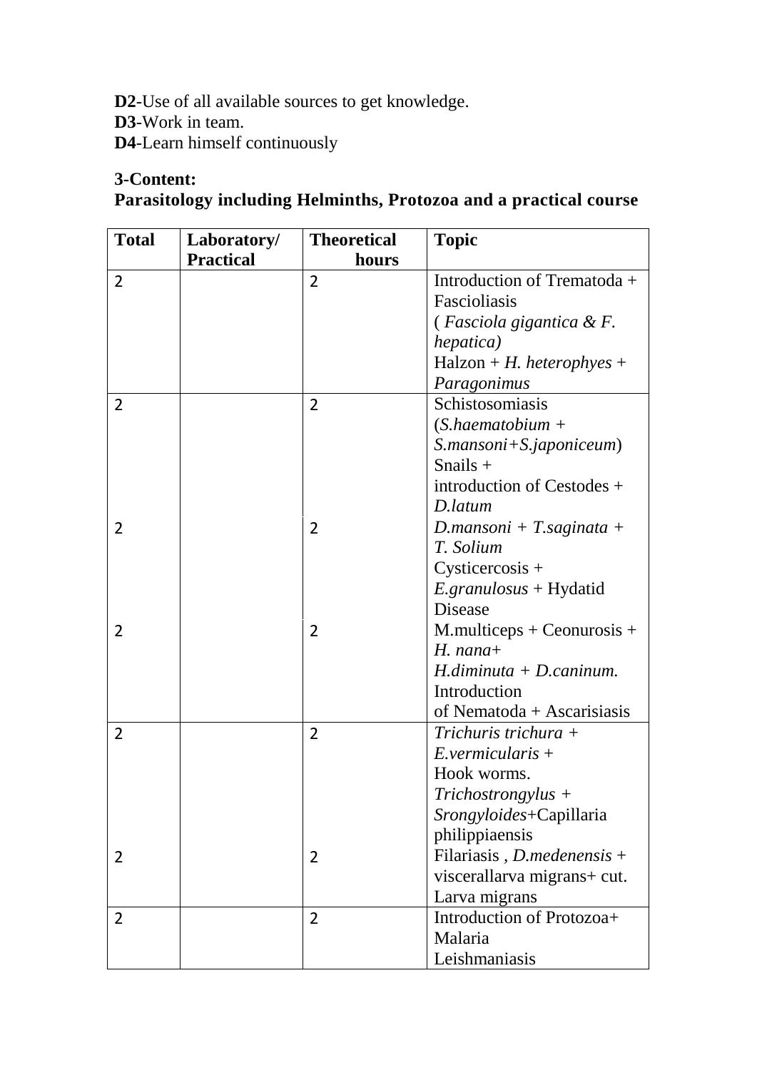**D2**-Use of all available sources to get knowledge.
**D3**-Work in team.
**D4**-Learn himself continuously

**3-Content:**
**Parasitology including Helminths, Protozoa and a practical course**

| Total | Laboratory/ Practical | Theoretical hours | Topic |
|---|---|---|---|
| 2 | | 2 | Introduction of Trematoda + Fascioliasis ( *Fasciola gigantica & F. hepatica)* Halzon + *H. heterophyes* + *Paragonimus* |
| 2 | | 2 | Schistosomiasis (*S.haematobium + S.mansoni+S.japoniceum*) Snails + introduction of Cestodes + *D.latum* |
| 2 | | 2 | *D.mansoni + T.saginata + T. Solium* Cysticercosis + *E.granulosus* + Hydatid Disease |
| 2 | | 2 | M.multiceps + Ceonurosis + *H. nana*+ *H.diminuta + D.caninum.* Introduction of Nematoda + Ascarisiasis |
| 2 | | 2 | *Trichuris trichura + E.vermicularis* + Hook worms. *Trichostrongylus + Srongyloides*+Capillaria philippiaensis |
| 2 | | 2 | Filariasis , *D.medenensis* + viscerallarva migrans+ cut. Larva migrans |
| 2 | | 2 | Introduction of Protozoa+ Malaria Leishmaniasis |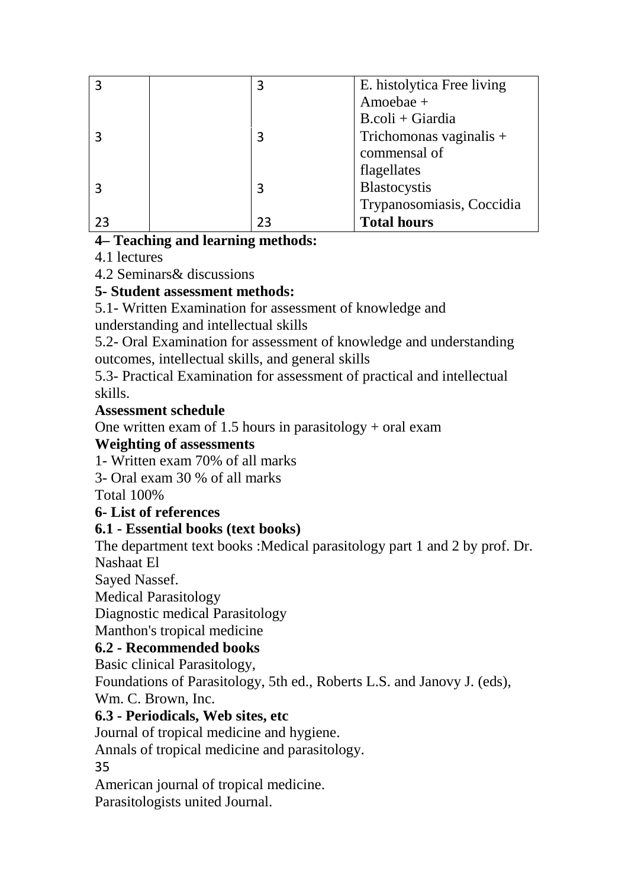| | | | |
|---|---|---|---|
| 3 | | 3 | E. histolytica Free living Amoebae + B.coli + Giardia |
| 3 | | 3 | Trichomonas vaginalis + commensal of flagellates |
| 3 | | 3 | Blastocystis Trypanosomiasis, Coccidia |
| 23 | | 23 | **Total hours** |

**4– Teaching and learning methods:**

4.1 lectures

4.2 Seminars& discussions

**5- Student assessment methods:**

5.1- Written Examination for assessment of knowledge and understanding and intellectual skills

5.2- Oral Examination for assessment of knowledge and understanding outcomes, intellectual skills, and general skills

5.3- Practical Examination for assessment of practical and intellectual skills.

**Assessment schedule**

One written exam of 1.5 hours in parasitology + oral exam

**Weighting of assessments**

1- Written exam 70% of all marks

3- Oral exam 30 % of all marks

Total 100%

**6- List of references**

**6.1 - Essential books (text books)**

The department text books :Medical parasitology part 1 and 2 by prof. Dr. Nashaat El Sayed Nassef.

Medical Parasitology

Diagnostic medical Parasitology

Manthon's tropical medicine

**6.2 - Recommended books**

Basic clinical Parasitology,

Foundations of Parasitology, 5th ed., Roberts L.S. and Janovy J. (eds), Wm. C. Brown, Inc.

**6.3 - Periodicals, Web sites, etc**

Journal of tropical medicine and hygiene.

Annals of tropical medicine and parasitology.

American journal of tropical medicine.

Parasitologists united Journal.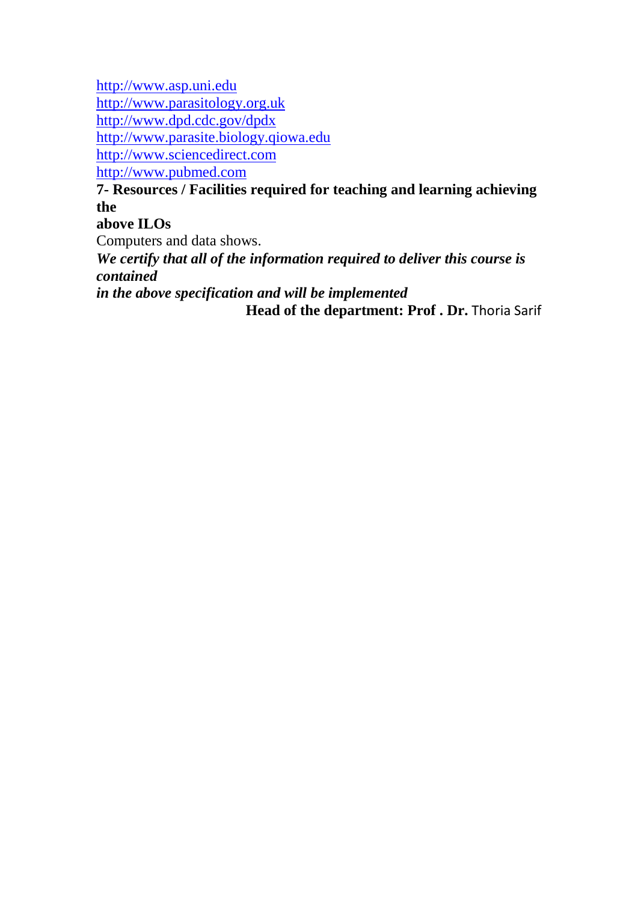http://www.asp.uni.edu
http://www.parasitology.org.uk
http://www.dpd.cdc.gov/dpdx
http://www.parasite.biology.qiowa.edu
http://www.sciencedirect.com
http://www.pubmed.com

**7- Resources / Facilities required for teaching and learning achieving the above ILOs**

Computers and data shows.

***We certify that all of the information required to deliver this course is contained in the above specification and will be implemented***

**Head of the department: Prof . Dr.** Thoria Sarif